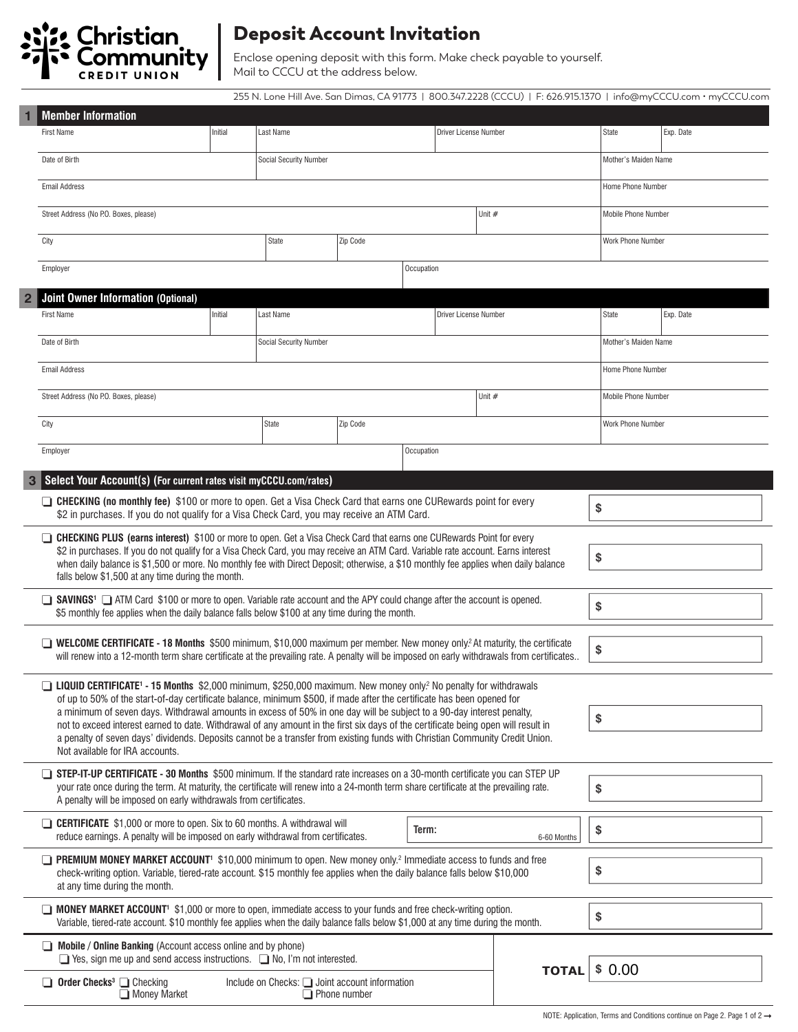# Christian Community Credit Union

## Deposit Account Invitation

Enclose opening deposit with this form. Make check payable to yourself.
Mail to CCCU at the address below.

255 N. Lone Hill Ave. San Dimas, CA 91773 | 800.347.2228 (CCCU) | F: 626.915.1370 | info@myCCCU.com • myCCCU.com

## 1 Member Information

| First Name | Initial | Last Name | Driver License Number | State | Exp. Date |
|---|---|---|---|---|---|
| | | | | | |

| Date of Birth | Social Security Number | Mother's Maiden Name |
|---|---|---|
| | | |

| Email Address | Home Phone Number |
|---|---|
| | |

| Street Address (No P.O. Boxes, please) | Unit # | Mobile Phone Number |
|---|---|---|
| | | |

| City | State | Zip Code | Work Phone Number |
|---|---|---|---|
| | | | |

| Employer | Occupation |
|---|---|
| | |

## 2 Joint Owner Information (Optional)

| First Name | Initial | Last Name | Driver License Number | State | Exp. Date |
|---|---|---|---|---|---|
| | | | | | |

| Date of Birth | Social Security Number | Mother's Maiden Name |
|---|---|---|
| | | |

| Email Address | Home Phone Number |
|---|---|
| | |

| Street Address (No P.O. Boxes, please) | Unit # | Mobile Phone Number |
|---|---|---|
| | | |

| City | State | Zip Code | Work Phone Number |
|---|---|---|---|
| | | | |

| Employer | Occupation |
|---|---|
| | |

## 3 Select Your Account(s) (For current rates visit myCCCU.com/rates)

| Account | Amount |
|---|---|
| ❑ **CHECKING (no monthly fee)** $100 or more to open. Get a Visa Check Card that earns one CURewards point for every $2 in purchases. If you do not qualify for a Visa Check Card, you may receive an ATM Card. | $ |
| ❑ **CHECKING PLUS (earns interest)** $100 or more to open. Get a Visa Check Card that earns one CURewards Point for every $2 in purchases. If you do not qualify for a Visa Check Card, you may receive an ATM Card. Variable rate account. Earns interest when daily balance is $1,500 or more. No monthly fee with Direct Deposit; otherwise, a $10 monthly fee applies when daily balance falls below $1,500 at any time during the month. | $ |
| ❑ **SAVINGS**[1] ❑ ATM Card $100 or more to open. Variable rate account and the APY could change after the account is opened. $5 monthly fee applies when the daily balance falls below $100 at any time during the month. | $ |
| ❑ **WELCOME CERTIFICATE - 18 Months** $500 minimum, $10,000 maximum per member. New money only.[2] At maturity, the certificate will renew into a 12-month term share certificate at the prevailing rate. A penalty will be imposed on early withdrawals from certificates.. | $ |
| ❑ **LIQUID CERTIFICATE**[1] **- 15 Months** $2,000 minimum, $250,000 maximum. New money only.[2] No penalty for withdrawals of up to 50% of the start-of-day certificate balance, minimum $500, if made after the certificate has been opened for a minimum of seven days. Withdrawal amounts in excess of 50% in one day will be subject to a 90-day interest penalty, not to exceed interest earned to date. Withdrawal of any amount in the first six days of the certificate being open will result in a penalty of seven days' dividends. Deposits cannot be a transfer from existing funds with Christian Community Credit Union. Not available for IRA accounts. | $ |
| ❑ **STEP-IT-UP CERTIFICATE - 30 Months** $500 minimum. If the standard rate increases on a 30-month certificate you can STEP UP your rate once during the term. At maturity, the certificate will renew into a 24-month term share certificate at the prevailing rate. A penalty will be imposed on early withdrawals from certificates. | $ |
| ❑ **CERTIFICATE** $1,000 or more to open. Six to 60 months. A withdrawal will reduce earnings. A penalty will be imposed on early withdrawal from certificates. **Term:** ______ 6-60 Months | $ |
| ❑ **PREMIUM MONEY MARKET ACCOUNT**[1] $10,000 minimum to open. New money only.[2] Immediate access to funds and free check-writing option. Variable, tiered-rate account. $15 monthly fee applies when the daily balance falls below $10,000 at any time during the month. | $ |
| ❑ **MONEY MARKET ACCOUNT**[1] $1,000 or more to open, immediate access to your funds and free check-writing option. Variable, tiered-rate account. $10 monthly fee applies when the daily balance falls below $1,000 at any time during the month. | $ |

❑ **Mobile / Online Banking** (Account access online and by phone)
❑ Yes, sign me up and send access instructions. ❑ No, I'm not interested.

❑ **Order Checks**[3] ❑ Checking ❑ Money Market
Include on Checks: ❑ Joint account information ❑ Phone number

**TOTAL** $ 0.00

NOTE: Application, Terms and Conditions continue on Page 2. Page 1 of 2 →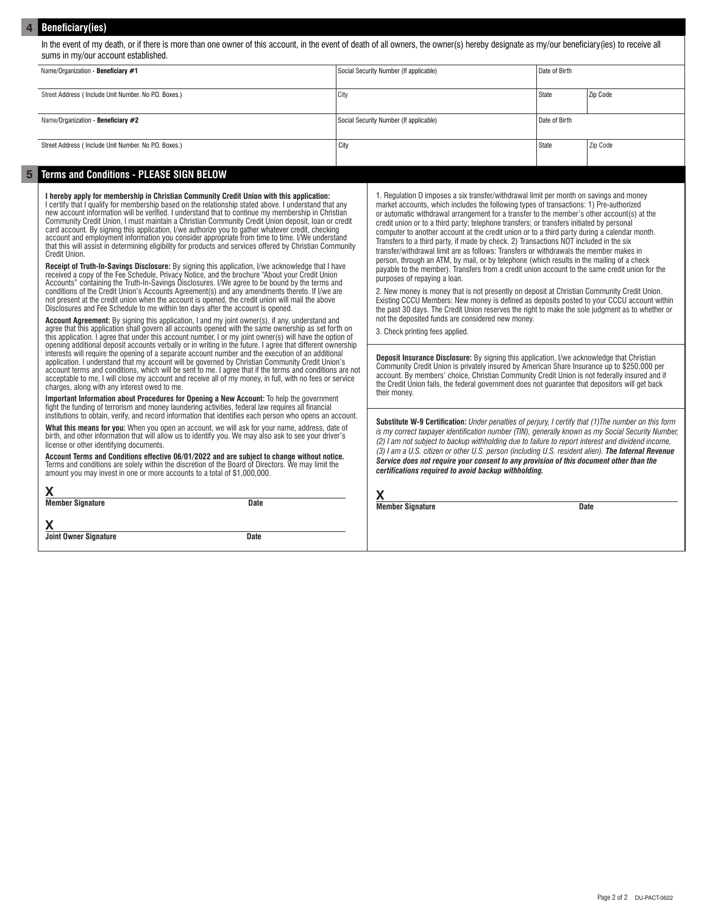## 4 Beneficiary(ies)

In the event of my death, or if there is more than one owner of this account, in the event of death of all owners, the owner(s) hereby designate as my/our beneficiary(ies) to receive all sums in my/our account established.

| | | | |
|---|---|---|---|
| Name/Organization - **Beneficiary #1** | Social Security Number (If applicable) | Date of Birth | |
| Street Address ( Include Unit Number. No P.O. Boxes.) | City | State | Zip Code |
| Name/Organization - **Beneficiary #2** | Social Security Number (If applicable) | Date of Birth | |
| Street Address ( Include Unit Number. No P.O. Boxes.) | City | State | Zip Code |

## 5 Terms and Conditions - PLEASE SIGN BELOW

**I hereby apply for membership in Christian Community Credit Union with this application:** I certify that I qualify for membership based on the relationship stated above. I understand that any new account information will be verified. I understand that to continue my membership in Christian Community Credit Union, I must maintain a Christian Community Credit Union deposit, loan or credit card account. By signing this application, I/we authorize you to gather whatever credit, checking account and employment information you consider appropriate from time to time. I/We understand that this will assist in determining eligibility for products and services offered by Christian Community Credit Union.

**Receipt of Truth-In-Savings Disclosure:** By signing this application, I/we acknowledge that I have received a copy of the Fee Schedule, Privacy Notice, and the brochure "About your Credit Union Accounts" containing the Truth-In-Savings Disclosures. I/We agree to be bound by the terms and conditions of the Credit Union's Accounts Agreement(s) and any amendments thereto. If I/we are not present at the credit union when the account is opened, the credit union will mail the above Disclosures and Fee Schedule to me within ten days after the account is opened.

**Account Agreement:** By signing this application, I and my joint owner(s), if any, understand and agree that this application shall govern all accounts opened with the same ownership as set forth on this application. I agree that under this account number, I or my joint owner(s) will have the option of opening additional deposit accounts verbally or in writing in the future. I agree that different ownership interests will require the opening of a separate account number and the execution of an additional application. I understand that my account will be governed by Christian Community Credit Union's account terms and conditions, which will be sent to me. I agree that if the terms and conditions are not acceptable to me, I will close my account and receive all of my money, in full, with no fees or service charges, along with any interest owed to me.

**Important Information about Procedures for Opening a New Account:** To help the government fight the funding of terrorism and money laundering activities, federal law requires all financial institutions to obtain, verify, and record information that identifies each person who opens an account.

**What this means for you:** When you open an account, we will ask for your name, address, date of birth, and other information that will allow us to identify you. We may also ask to see your driver's license or other identifying documents.

**Account Terms and Conditions effective 06/01/2022 and are subject to change without notice.** Terms and conditions are solely within the discretion of the Board of Directors. We may limit the amount you may invest in one or more accounts to a total of $1,000,000.

X
**Member Signature** **Date**

X
**Joint Owner Signature** **Date**

1. Regulation D imposes a six transfer/withdrawal limit per month on savings and money market accounts, which includes the following types of transactions: 1) Pre-authorized or automatic withdrawal arrangement for a transfer to the member's other account(s) at the credit union or to a third party; telephone transfers; or transfers initiated by personal computer to another account at the credit union or to a third party during a calendar month. Transfers to a third party, if made by check. 2) Transactions NOT included in the six transfer/withdrawal limit are as follows: Transfers or withdrawals the member makes in person, through an ATM, by mail, or by telephone (which results in the mailing of a check payable to the member). Transfers from a credit union account to the same credit union for the purposes of repaying a loan.

2. New money is money that is not presently on deposit at Christian Community Credit Union. Existing CCCU Members: New money is defined as deposits posted to your CCCU account within the past 30 days. The Credit Union reserves the right to make the sole judgment as to whether or not the deposited funds are considered new money.

3. Check printing fees applied.

**Deposit Insurance Disclosure:** By signing this application, I/we acknowledge that Christian Community Credit Union is privately insured by American Share Insurance up to $250,000 per account. By members' choice, Christian Community Credit Union is not federally insured and if the Credit Union fails, the federal government does not guarantee that depositors will get back their money.

**Substitute W-9 Certification:** *Under penalties of perjury, I certify that (1)The number on this form is my correct taxpayer identification number (TIN), generally known as my Social Security Number, (2) I am not subject to backup withholding due to failure to report interest and dividend income, (3) I am a U.S. citizen or other U.S. person (including U.S. resident alien).* ***The Internal Revenue Service does not require your consent to any provision of this document other than the certifications required to avoid backup withholding.***

X
**Member Signature** **Date**

DU-PACT-0622